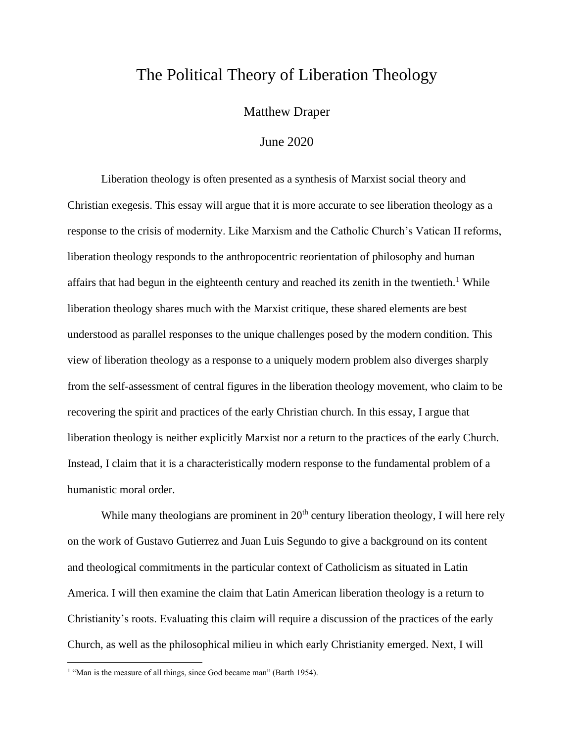# The Political Theory of Liberation Theology

Matthew Draper

June 2020

Liberation theology is often presented as a synthesis of Marxist social theory and Christian exegesis. This essay will argue that it is more accurate to see liberation theology as a response to the crisis of modernity. Like Marxism and the Catholic Church's Vatican II reforms, liberation theology responds to the anthropocentric reorientation of philosophy and human affairs that had begun in the eighteenth century and reached its zenith in the twentieth.[1] While liberation theology shares much with the Marxist critique, these shared elements are best understood as parallel responses to the unique challenges posed by the modern condition. This view of liberation theology as a response to a uniquely modern problem also diverges sharply from the self-assessment of central figures in the liberation theology movement, who claim to be recovering the spirit and practices of the early Christian church. In this essay, I argue that liberation theology is neither explicitly Marxist nor a return to the practices of the early Church. Instead, I claim that it is a characteristically modern response to the fundamental problem of a humanistic moral order.

While many theologians are prominent in 20th century liberation theology, I will here rely on the work of Gustavo Gutierrez and Juan Luis Segundo to give a background on its content and theological commitments in the particular context of Catholicism as situated in Latin America. I will then examine the claim that Latin American liberation theology is a return to Christianity's roots. Evaluating this claim will require a discussion of the practices of the early Church, as well as the philosophical milieu in which early Christianity emerged. Next, I will

[1] "Man is the measure of all things, since God became man" (Barth 1954).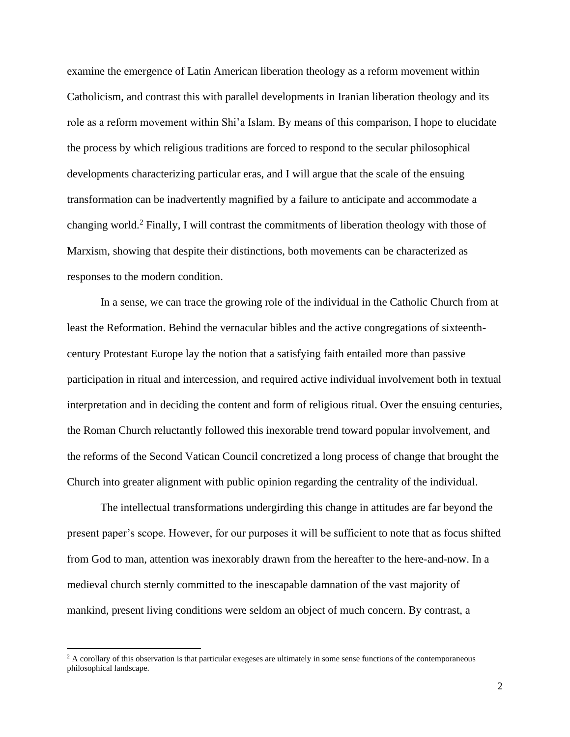examine the emergence of Latin American liberation theology as a reform movement within Catholicism, and contrast this with parallel developments in Iranian liberation theology and its role as a reform movement within Shi'a Islam. By means of this comparison, I hope to elucidate the process by which religious traditions are forced to respond to the secular philosophical developments characterizing particular eras, and I will argue that the scale of the ensuing transformation can be inadvertently magnified by a failure to anticipate and accommodate a changing world.[2] Finally, I will contrast the commitments of liberation theology with those of Marxism, showing that despite their distinctions, both movements can be characterized as responses to the modern condition.

In a sense, we can trace the growing role of the individual in the Catholic Church from at least the Reformation. Behind the vernacular bibles and the active congregations of sixteenth-century Protestant Europe lay the notion that a satisfying faith entailed more than passive participation in ritual and intercession, and required active individual involvement both in textual interpretation and in deciding the content and form of religious ritual. Over the ensuing centuries, the Roman Church reluctantly followed this inexorable trend toward popular involvement, and the reforms of the Second Vatican Council concretized a long process of change that brought the Church into greater alignment with public opinion regarding the centrality of the individual.

The intellectual transformations undergirding this change in attitudes are far beyond the present paper's scope. However, for our purposes it will be sufficient to note that as focus shifted from God to man, attention was inexorably drawn from the hereafter to the here-and-now. In a medieval church sternly committed to the inescapable damnation of the vast majority of mankind, present living conditions were seldom an object of much concern. By contrast, a

[2] A corollary of this observation is that particular exegeses are ultimately in some sense functions of the contemporaneous philosophical landscape.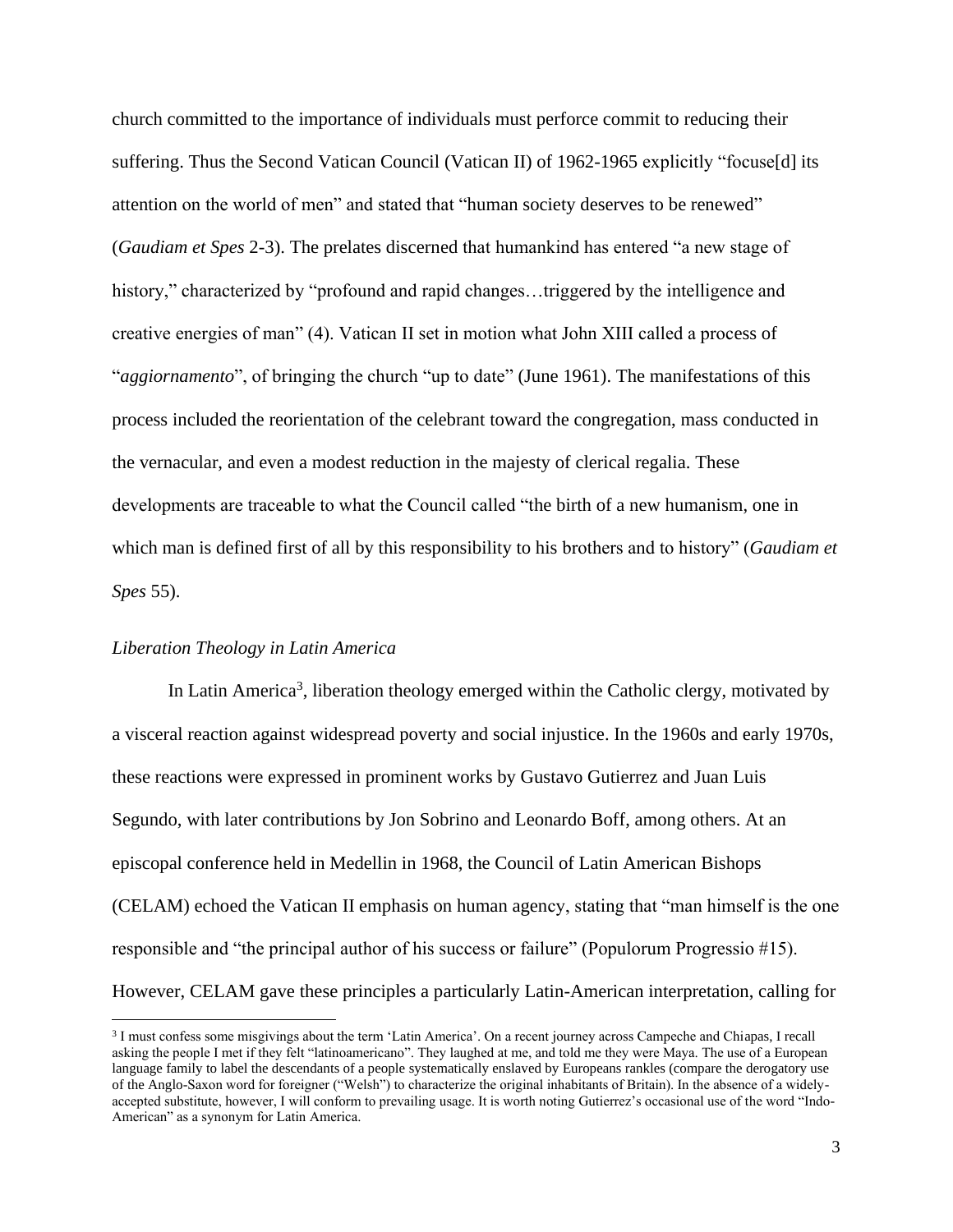church committed to the importance of individuals must perforce commit to reducing their suffering. Thus the Second Vatican Council (Vatican II) of 1962-1965 explicitly "focuse[d] its attention on the world of men" and stated that "human society deserves to be renewed" (*Gaudiam et Spes* 2-3). The prelates discerned that humankind has entered "a new stage of history," characterized by "profound and rapid changes…triggered by the intelligence and creative energies of man" (4). Vatican II set in motion what John XIII called a process of "*aggiornamento*", of bringing the church "up to date" (June 1961). The manifestations of this process included the reorientation of the celebrant toward the congregation, mass conducted in the vernacular, and even a modest reduction in the majesty of clerical regalia. These developments are traceable to what the Council called "the birth of a new humanism, one in which man is defined first of all by this responsibility to his brothers and to history" (*Gaudiam et Spes* 55).

*Liberation Theology in Latin America*

In Latin America[3], liberation theology emerged within the Catholic clergy, motivated by a visceral reaction against widespread poverty and social injustice. In the 1960s and early 1970s, these reactions were expressed in prominent works by Gustavo Gutierrez and Juan Luis Segundo, with later contributions by Jon Sobrino and Leonardo Boff, among others. At an episcopal conference held in Medellin in 1968, the Council of Latin American Bishops (CELAM) echoed the Vatican II emphasis on human agency, stating that "man himself is the one responsible and "the principal author of his success or failure" (Populorum Progressio #15). However, CELAM gave these principles a particularly Latin-American interpretation, calling for

[3] I must confess some misgivings about the term 'Latin America'. On a recent journey across Campeche and Chiapas, I recall asking the people I met if they felt "latinoamericano". They laughed at me, and told me they were Maya. The use of a European language family to label the descendants of a people systematically enslaved by Europeans rankles (compare the derogatory use of the Anglo-Saxon word for foreigner ("Welsh") to characterize the original inhabitants of Britain). In the absence of a widely-accepted substitute, however, I will conform to prevailing usage. It is worth noting Gutierrez's occasional use of the word "Indo-American" as a synonym for Latin America.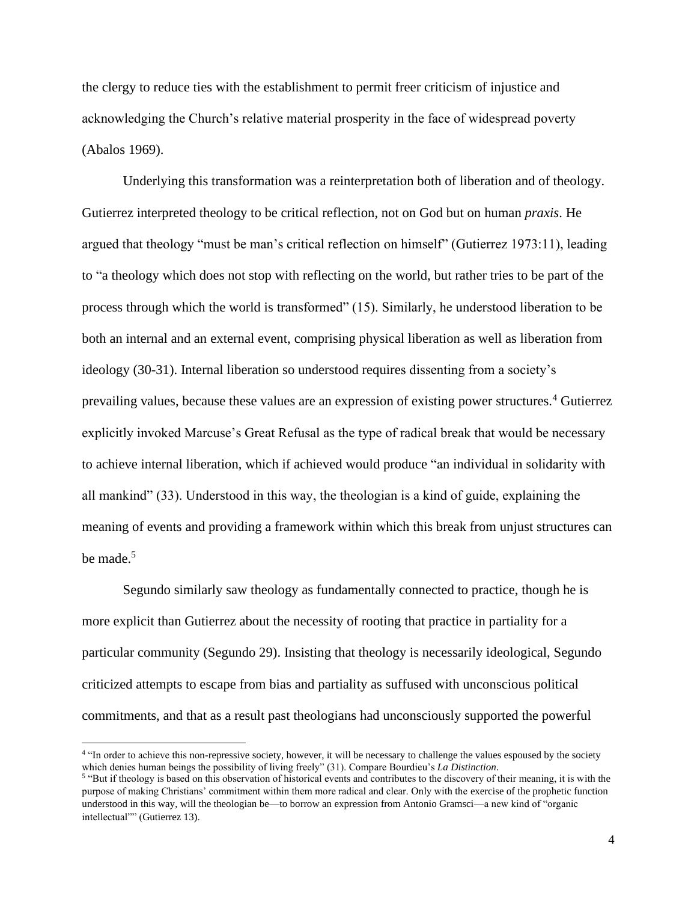the clergy to reduce ties with the establishment to permit freer criticism of injustice and acknowledging the Church's relative material prosperity in the face of widespread poverty (Abalos 1969).

Underlying this transformation was a reinterpretation both of liberation and of theology. Gutierrez interpreted theology to be critical reflection, not on God but on human *praxis*. He argued that theology "must be man's critical reflection on himself" (Gutierrez 1973:11), leading to "a theology which does not stop with reflecting on the world, but rather tries to be part of the process through which the world is transformed" (15). Similarly, he understood liberation to be both an internal and an external event, comprising physical liberation as well as liberation from ideology (30-31). Internal liberation so understood requires dissenting from a society's prevailing values, because these values are an expression of existing power structures.[4] Gutierrez explicitly invoked Marcuse's Great Refusal as the type of radical break that would be necessary to achieve internal liberation, which if achieved would produce "an individual in solidarity with all mankind" (33). Understood in this way, the theologian is a kind of guide, explaining the meaning of events and providing a framework within which this break from unjust structures can be made.[5]

Segundo similarly saw theology as fundamentally connected to practice, though he is more explicit than Gutierrez about the necessity of rooting that practice in partiality for a particular community (Segundo 29). Insisting that theology is necessarily ideological, Segundo criticized attempts to escape from bias and partiality as suffused with unconscious political commitments, and that as a result past theologians had unconsciously supported the powerful

---

[4] "In order to achieve this non-repressive society, however, it will be necessary to challenge the values espoused by the society which denies human beings the possibility of living freely" (31). Compare Bourdieu's *La Distinction*.

[5] "But if theology is based on this observation of historical events and contributes to the discovery of their meaning, it is with the purpose of making Christians' commitment within them more radical and clear. Only with the exercise of the prophetic function understood in this way, will the theologian be—to borrow an expression from Antonio Gramsci—a new kind of "organic intellectual"" (Gutierrez 13).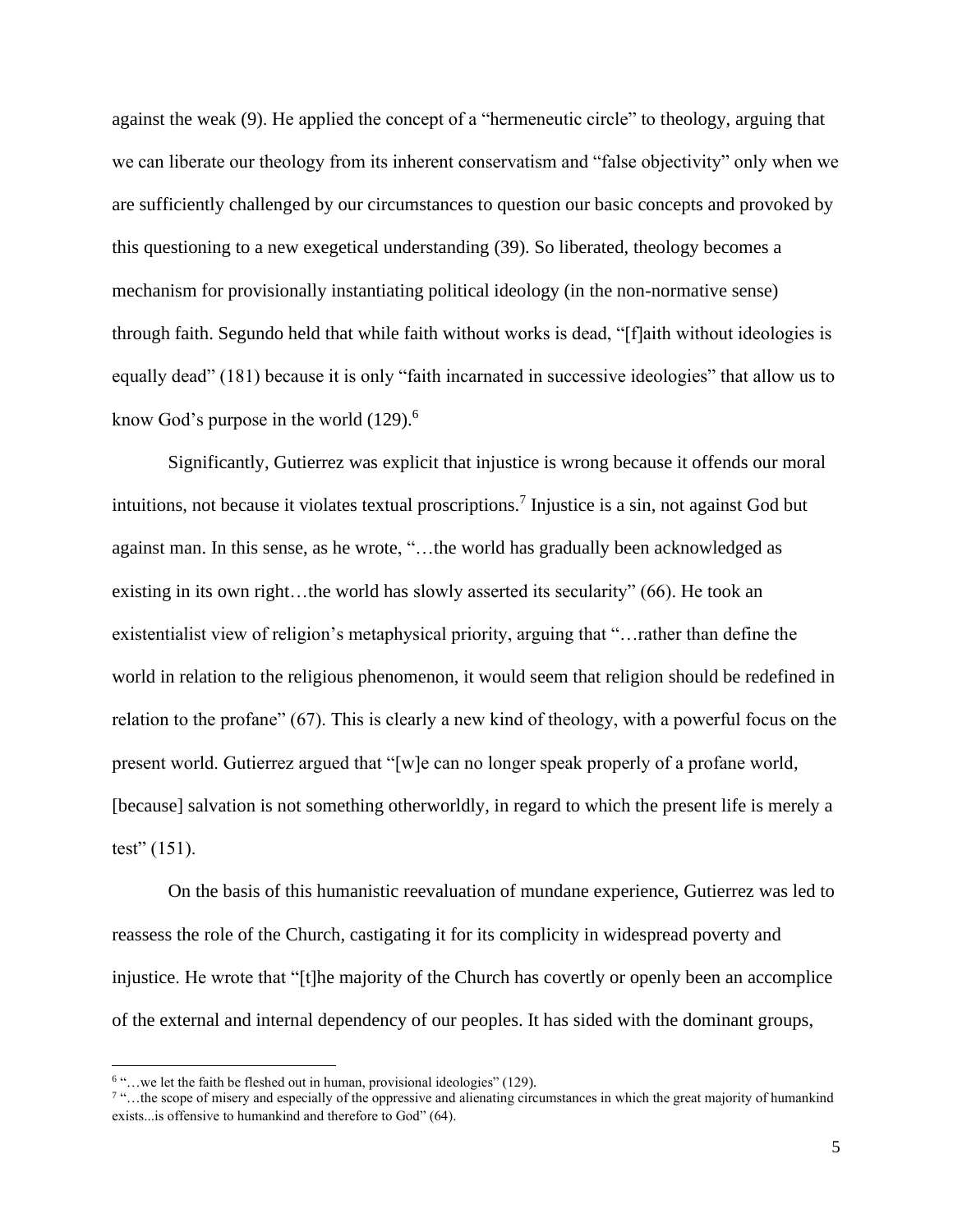against the weak (9). He applied the concept of a "hermeneutic circle" to theology, arguing that we can liberate our theology from its inherent conservatism and "false objectivity" only when we are sufficiently challenged by our circumstances to question our basic concepts and provoked by this questioning to a new exegetical understanding (39). So liberated, theology becomes a mechanism for provisionally instantiating political ideology (in the non-normative sense) through faith. Segundo held that while faith without works is dead, "[f]aith without ideologies is equally dead" (181) because it is only "faith incarnated in successive ideologies" that allow us to know God's purpose in the world (129).[6]

Significantly, Gutierrez was explicit that injustice is wrong because it offends our moral intuitions, not because it violates textual proscriptions.[7] Injustice is a sin, not against God but against man. In this sense, as he wrote, "…the world has gradually been acknowledged as existing in its own right…the world has slowly asserted its secularity" (66). He took an existentialist view of religion's metaphysical priority, arguing that "…rather than define the world in relation to the religious phenomenon, it would seem that religion should be redefined in relation to the profane" (67). This is clearly a new kind of theology, with a powerful focus on the present world. Gutierrez argued that "[w]e can no longer speak properly of a profane world, [because] salvation is not something otherworldly, in regard to which the present life is merely a test" (151).

On the basis of this humanistic reevaluation of mundane experience, Gutierrez was led to reassess the role of the Church, castigating it for its complicity in widespread poverty and injustice. He wrote that "[t]he majority of the Church has covertly or openly been an accomplice of the external and internal dependency of our peoples. It has sided with the dominant groups,

---

[6] "…we let the faith be fleshed out in human, provisional ideologies" (129).

[7] "…the scope of misery and especially of the oppressive and alienating circumstances in which the great majority of humankind exists...is offensive to humankind and therefore to God" (64).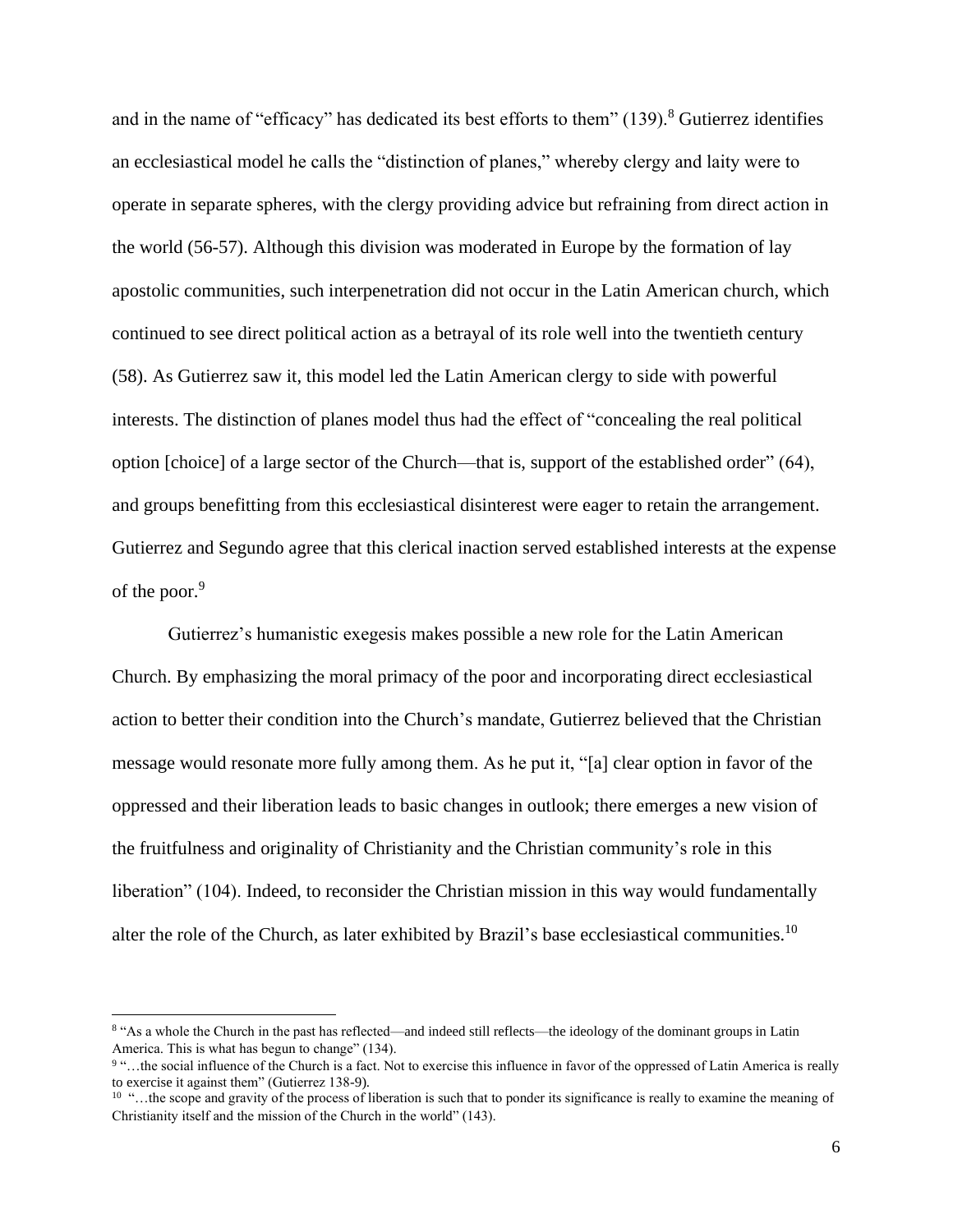and in the name of "efficacy" has dedicated its best efforts to them" (139).[8] Gutierrez identifies an ecclesiastical model he calls the "distinction of planes," whereby clergy and laity were to operate in separate spheres, with the clergy providing advice but refraining from direct action in the world (56-57). Although this division was moderated in Europe by the formation of lay apostolic communities, such interpenetration did not occur in the Latin American church, which continued to see direct political action as a betrayal of its role well into the twentieth century (58). As Gutierrez saw it, this model led the Latin American clergy to side with powerful interests. The distinction of planes model thus had the effect of "concealing the real political option [choice] of a large sector of the Church—that is, support of the established order" (64), and groups benefitting from this ecclesiastical disinterest were eager to retain the arrangement. Gutierrez and Segundo agree that this clerical inaction served established interests at the expense of the poor.[9]

Gutierrez's humanistic exegesis makes possible a new role for the Latin American Church. By emphasizing the moral primacy of the poor and incorporating direct ecclesiastical action to better their condition into the Church's mandate, Gutierrez believed that the Christian message would resonate more fully among them. As he put it, "[a] clear option in favor of the oppressed and their liberation leads to basic changes in outlook; there emerges a new vision of the fruitfulness and originality of Christianity and the Christian community's role in this liberation" (104). Indeed, to reconsider the Christian mission in this way would fundamentally alter the role of the Church, as later exhibited by Brazil's base ecclesiastical communities.[10]

---

[8] "As a whole the Church in the past has reflected—and indeed still reflects—the ideology of the dominant groups in Latin America. This is what has begun to change" (134).

[9] "…the social influence of the Church is a fact. Not to exercise this influence in favor of the oppressed of Latin America is really to exercise it against them" (Gutierrez 138-9).

[10] "…the scope and gravity of the process of liberation is such that to ponder its significance is really to examine the meaning of Christianity itself and the mission of the Church in the world" (143).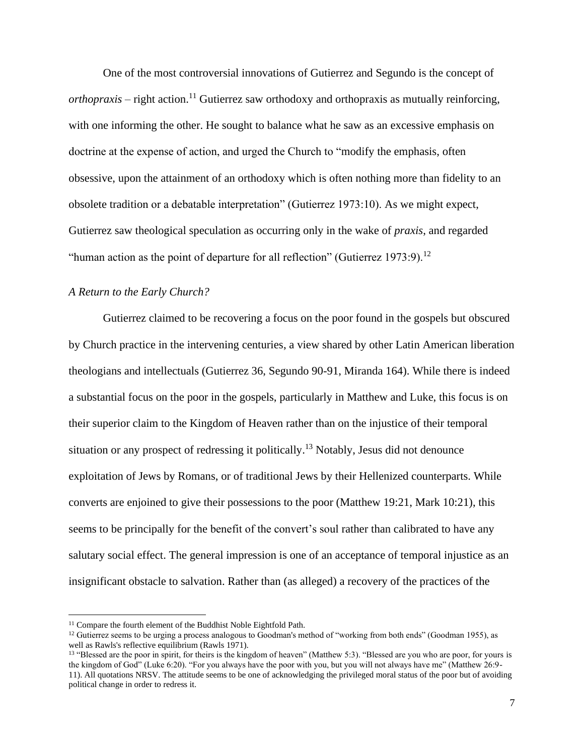One of the most controversial innovations of Gutierrez and Segundo is the concept of *orthopraxis* – right action.[11] Gutierrez saw orthodoxy and orthopraxis as mutually reinforcing, with one informing the other. He sought to balance what he saw as an excessive emphasis on doctrine at the expense of action, and urged the Church to "modify the emphasis, often obsessive, upon the attainment of an orthodoxy which is often nothing more than fidelity to an obsolete tradition or a debatable interpretation" (Gutierrez 1973:10). As we might expect, Gutierrez saw theological speculation as occurring only in the wake of *praxis*, and regarded "human action as the point of departure for all reflection" (Gutierrez 1973:9).[12]

### *A Return to the Early Church?*

Gutierrez claimed to be recovering a focus on the poor found in the gospels but obscured by Church practice in the intervening centuries, a view shared by other Latin American liberation theologians and intellectuals (Gutierrez 36, Segundo 90-91, Miranda 164). While there is indeed a substantial focus on the poor in the gospels, particularly in Matthew and Luke, this focus is on their superior claim to the Kingdom of Heaven rather than on the injustice of their temporal situation or any prospect of redressing it politically.[13] Notably, Jesus did not denounce exploitation of Jews by Romans, or of traditional Jews by their Hellenized counterparts. While converts are enjoined to give their possessions to the poor (Matthew 19:21, Mark 10:21), this seems to be principally for the benefit of the convert's soul rather than calibrated to have any salutary social effect. The general impression is one of an acceptance of temporal injustice as an insignificant obstacle to salvation. Rather than (as alleged) a recovery of the practices of the

---

[11] Compare the fourth element of the Buddhist Noble Eightfold Path.

[12] Gutierrez seems to be urging a process analogous to Goodman's method of "working from both ends" (Goodman 1955), as well as Rawls's reflective equilibrium (Rawls 1971).

[13] "Blessed are the poor in spirit, for theirs is the kingdom of heaven" (Matthew 5:3). "Blessed are you who are poor, for yours is the kingdom of God" (Luke 6:20). "For you always have the poor with you, but you will not always have me" (Matthew 26:9-11). All quotations NRSV. The attitude seems to be one of acknowledging the privileged moral status of the poor but of avoiding political change in order to redress it.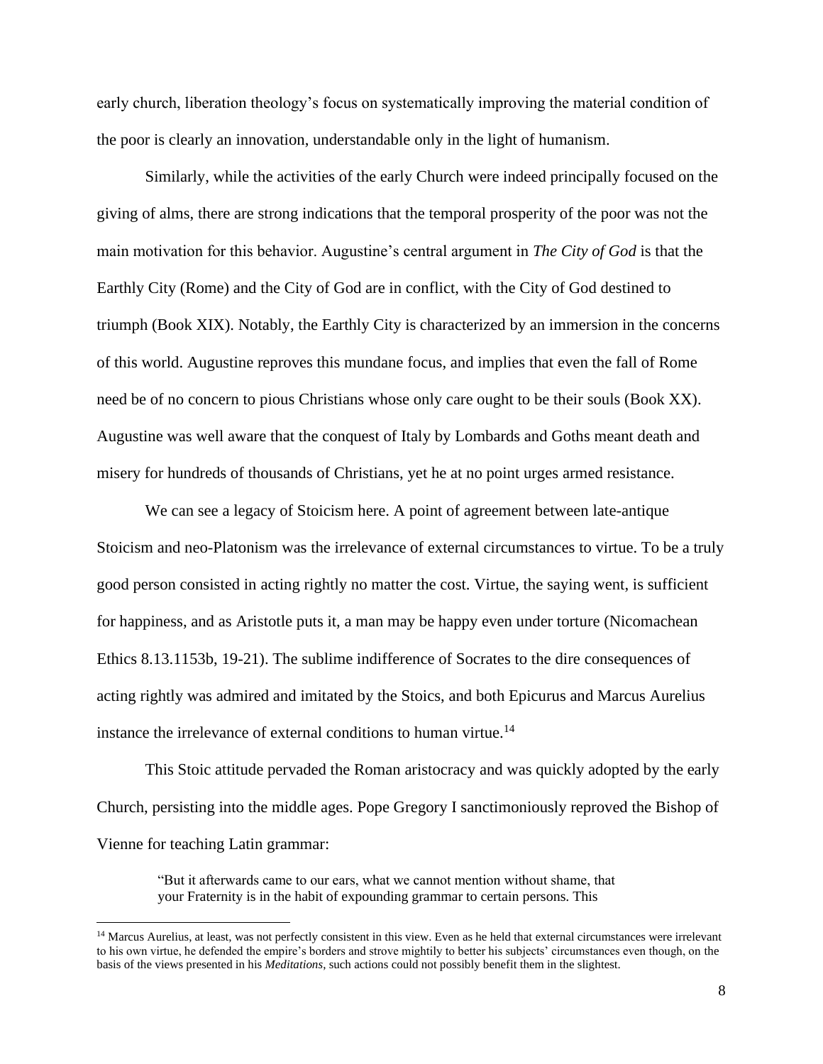early church, liberation theology's focus on systematically improving the material condition of the poor is clearly an innovation, understandable only in the light of humanism.

Similarly, while the activities of the early Church were indeed principally focused on the giving of alms, there are strong indications that the temporal prosperity of the poor was not the main motivation for this behavior. Augustine's central argument in *The City of God* is that the Earthly City (Rome) and the City of God are in conflict, with the City of God destined to triumph (Book XIX). Notably, the Earthly City is characterized by an immersion in the concerns of this world. Augustine reproves this mundane focus, and implies that even the fall of Rome need be of no concern to pious Christians whose only care ought to be their souls (Book XX). Augustine was well aware that the conquest of Italy by Lombards and Goths meant death and misery for hundreds of thousands of Christians, yet he at no point urges armed resistance.

We can see a legacy of Stoicism here. A point of agreement between late-antique Stoicism and neo-Platonism was the irrelevance of external circumstances to virtue. To be a truly good person consisted in acting rightly no matter the cost. Virtue, the saying went, is sufficient for happiness, and as Aristotle puts it, a man may be happy even under torture (Nicomachean Ethics 8.13.1153b, 19-21). The sublime indifference of Socrates to the dire consequences of acting rightly was admired and imitated by the Stoics, and both Epicurus and Marcus Aurelius instance the irrelevance of external conditions to human virtue.[14]

This Stoic attitude pervaded the Roman aristocracy and was quickly adopted by the early Church, persisting into the middle ages. Pope Gregory I sanctimoniously reproved the Bishop of Vienne for teaching Latin grammar:

> "But it afterwards came to our ears, what we cannot mention without shame, that your Fraternity is in the habit of expounding grammar to certain persons. This

[14] Marcus Aurelius, at least, was not perfectly consistent in this view. Even as he held that external circumstances were irrelevant to his own virtue, he defended the empire's borders and strove mightily to better his subjects' circumstances even though, on the basis of the views presented in his *Meditations*, such actions could not possibly benefit them in the slightest.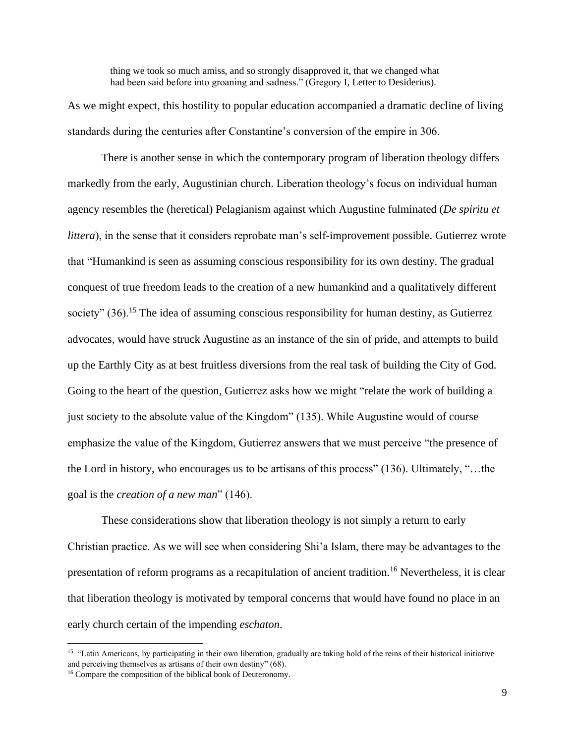> thing we took so much amiss, and so strongly disapproved it, that we changed what had been said before into groaning and sadness." (Gregory I, Letter to Desiderius).

As we might expect, this hostility to popular education accompanied a dramatic decline of living standards during the centuries after Constantine's conversion of the empire in 306.

There is another sense in which the contemporary program of liberation theology differs markedly from the early, Augustinian church. Liberation theology's focus on individual human agency resembles the (heretical) Pelagianism against which Augustine fulminated (*De spiritu et littera*), in the sense that it considers reprobate man's self-improvement possible. Gutierrez wrote that "Humankind is seen as assuming conscious responsibility for its own destiny. The gradual conquest of true freedom leads to the creation of a new humankind and a qualitatively different society" (36).[15] The idea of assuming conscious responsibility for human destiny, as Gutierrez advocates, would have struck Augustine as an instance of the sin of pride, and attempts to build up the Earthly City as at best fruitless diversions from the real task of building the City of God. Going to the heart of the question, Gutierrez asks how we might "relate the work of building a just society to the absolute value of the Kingdom" (135). While Augustine would of course emphasize the value of the Kingdom, Gutierrez answers that we must perceive "the presence of the Lord in history, who encourages us to be artisans of this process" (136). Ultimately, "…the goal is the *creation of a new man*" (146).

These considerations show that liberation theology is not simply a return to early Christian practice. As we will see when considering Shi'a Islam, there may be advantages to the presentation of reform programs as a recapitulation of ancient tradition.[16] Nevertheless, it is clear that liberation theology is motivated by temporal concerns that would have found no place in an early church certain of the impending *eschaton*.

---

[15] "Latin Americans, by participating in their own liberation, gradually are taking hold of the reins of their historical initiative and perceiving themselves as artisans of their own destiny" (68).

[16] Compare the composition of the biblical book of Deuteronomy.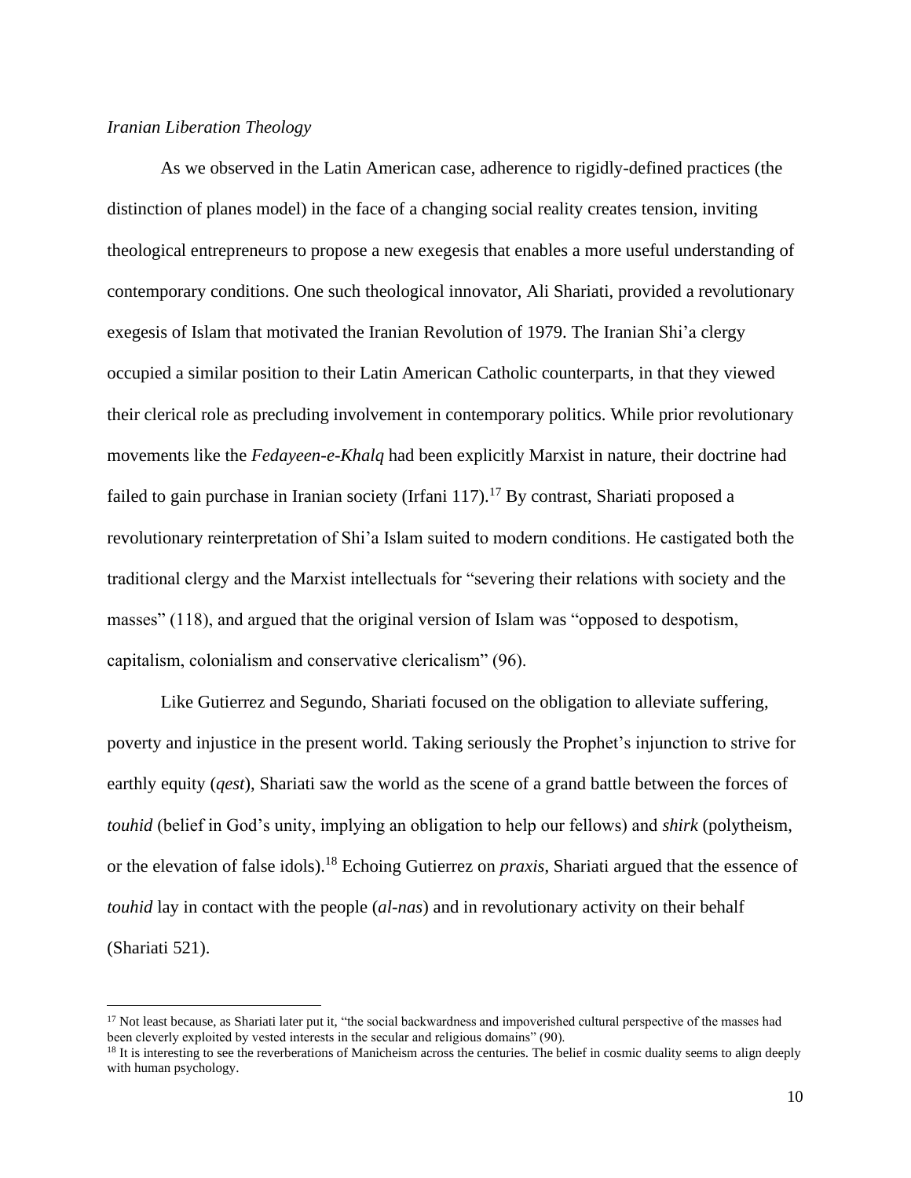*Iranian Liberation Theology*

As we observed in the Latin American case, adherence to rigidly-defined practices (the distinction of planes model) in the face of a changing social reality creates tension, inviting theological entrepreneurs to propose a new exegesis that enables a more useful understanding of contemporary conditions. One such theological innovator, Ali Shariati, provided a revolutionary exegesis of Islam that motivated the Iranian Revolution of 1979. The Iranian Shi'a clergy occupied a similar position to their Latin American Catholic counterparts, in that they viewed their clerical role as precluding involvement in contemporary politics. While prior revolutionary movements like the *Fedayeen-e-Khalq* had been explicitly Marxist in nature, their doctrine had failed to gain purchase in Iranian society (Irfani 117).[17] By contrast, Shariati proposed a revolutionary reinterpretation of Shi'a Islam suited to modern conditions. He castigated both the traditional clergy and the Marxist intellectuals for "severing their relations with society and the masses" (118), and argued that the original version of Islam was "opposed to despotism, capitalism, colonialism and conservative clericalism" (96).

Like Gutierrez and Segundo, Shariati focused on the obligation to alleviate suffering, poverty and injustice in the present world. Taking seriously the Prophet's injunction to strive for earthly equity (*qest*), Shariati saw the world as the scene of a grand battle between the forces of *touhid* (belief in God's unity, implying an obligation to help our fellows) and *shirk* (polytheism, or the elevation of false idols).[18] Echoing Gutierrez on *praxis*, Shariati argued that the essence of *touhid* lay in contact with the people (*al-nas*) and in revolutionary activity on their behalf (Shariati 521).

---

[17] Not least because, as Shariati later put it, "the social backwardness and impoverished cultural perspective of the masses had been cleverly exploited by vested interests in the secular and religious domains" (90).

[18] It is interesting to see the reverberations of Manicheism across the centuries. The belief in cosmic duality seems to align deeply with human psychology.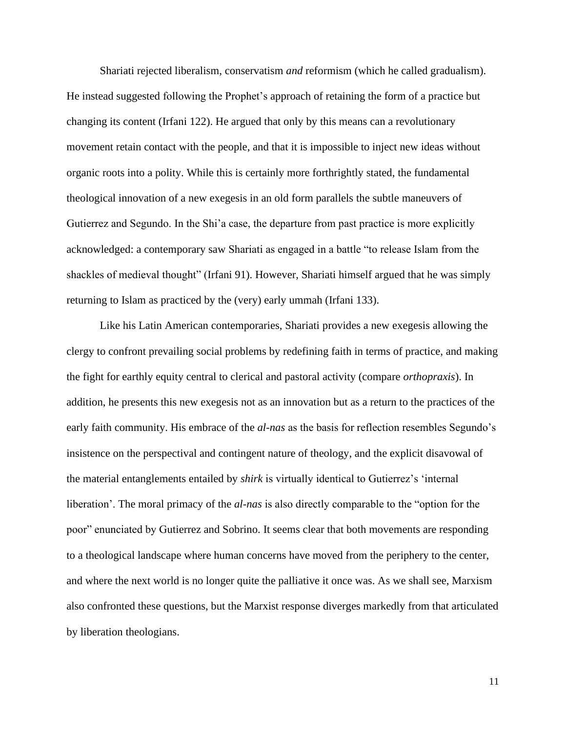Shariati rejected liberalism, conservatism *and* reformism (which he called gradualism). He instead suggested following the Prophet's approach of retaining the form of a practice but changing its content (Irfani 122). He argued that only by this means can a revolutionary movement retain contact with the people, and that it is impossible to inject new ideas without organic roots into a polity. While this is certainly more forthrightly stated, the fundamental theological innovation of a new exegesis in an old form parallels the subtle maneuvers of Gutierrez and Segundo. In the Shi'a case, the departure from past practice is more explicitly acknowledged: a contemporary saw Shariati as engaged in a battle "to release Islam from the shackles of medieval thought" (Irfani 91). However, Shariati himself argued that he was simply returning to Islam as practiced by the (very) early ummah (Irfani 133).

Like his Latin American contemporaries, Shariati provides a new exegesis allowing the clergy to confront prevailing social problems by redefining faith in terms of practice, and making the fight for earthly equity central to clerical and pastoral activity (compare *orthopraxis*). In addition, he presents this new exegesis not as an innovation but as a return to the practices of the early faith community. His embrace of the *al-nas* as the basis for reflection resembles Segundo's insistence on the perspectival and contingent nature of theology, and the explicit disavowal of the material entanglements entailed by *shirk* is virtually identical to Gutierrez's 'internal liberation'. The moral primacy of the *al-nas* is also directly comparable to the "option for the poor" enunciated by Gutierrez and Sobrino. It seems clear that both movements are responding to a theological landscape where human concerns have moved from the periphery to the center, and where the next world is no longer quite the palliative it once was. As we shall see, Marxism also confronted these questions, but the Marxist response diverges markedly from that articulated by liberation theologians.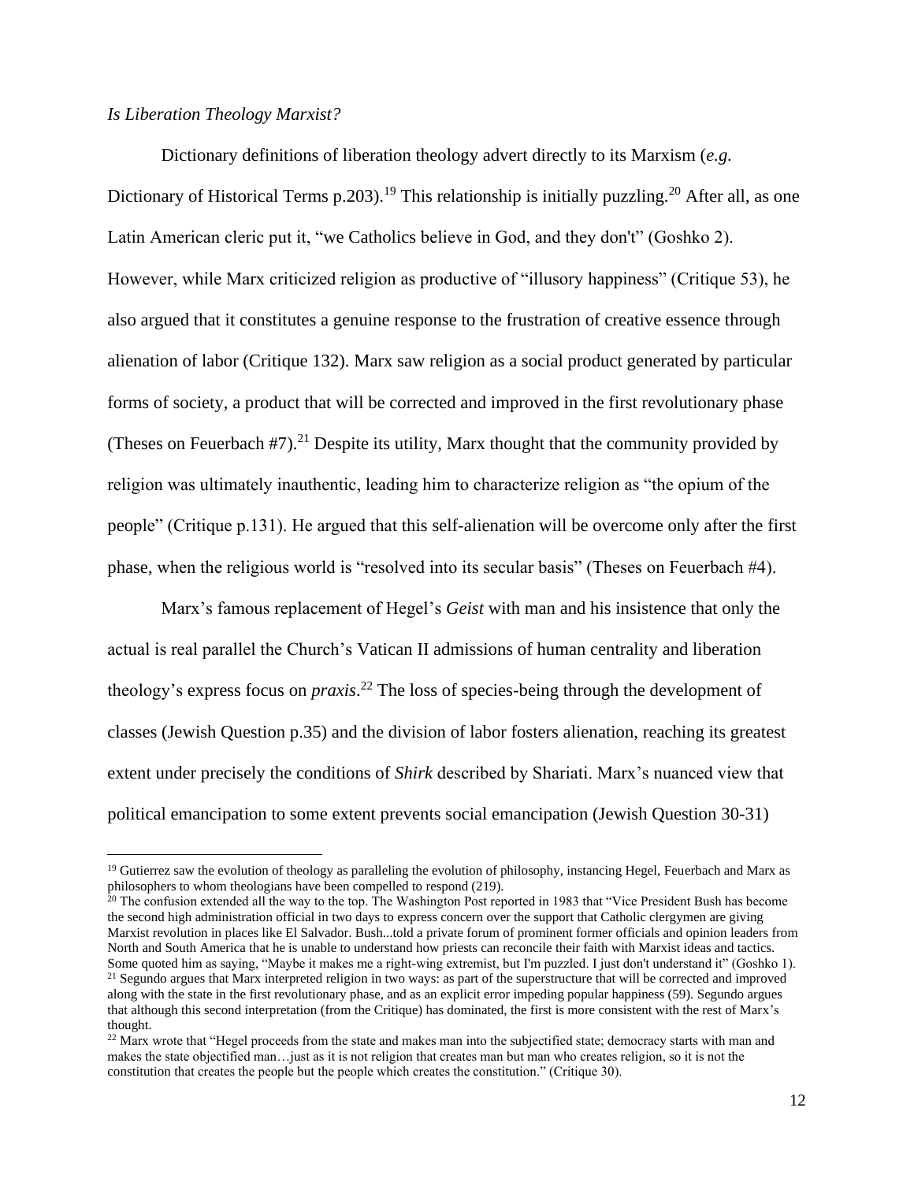*Is Liberation Theology Marxist?*

Dictionary definitions of liberation theology advert directly to its Marxism (*e.g.* Dictionary of Historical Terms p.203).[19] This relationship is initially puzzling.[20] After all, as one Latin American cleric put it, "we Catholics believe in God, and they don't" (Goshko 2). However, while Marx criticized religion as productive of "illusory happiness" (Critique 53), he also argued that it constitutes a genuine response to the frustration of creative essence through alienation of labor (Critique 132). Marx saw religion as a social product generated by particular forms of society, a product that will be corrected and improved in the first revolutionary phase (Theses on Feuerbach #7).[21] Despite its utility, Marx thought that the community provided by religion was ultimately inauthentic, leading him to characterize religion as "the opium of the people" (Critique p.131). He argued that this self-alienation will be overcome only after the first phase, when the religious world is "resolved into its secular basis" (Theses on Feuerbach #4).

Marx's famous replacement of Hegel's *Geist* with man and his insistence that only the actual is real parallel the Church's Vatican II admissions of human centrality and liberation theology's express focus on *praxis*.[22] The loss of species-being through the development of classes (Jewish Question p.35) and the division of labor fosters alienation, reaching its greatest extent under precisely the conditions of *Shirk* described by Shariati. Marx's nuanced view that political emancipation to some extent prevents social emancipation (Jewish Question 30-31)

---

[19] Gutierrez saw the evolution of theology as paralleling the evolution of philosophy, instancing Hegel, Feuerbach and Marx as philosophers to whom theologians have been compelled to respond (219).

[20] The confusion extended all the way to the top. The Washington Post reported in 1983 that "Vice President Bush has become the second high administration official in two days to express concern over the support that Catholic clergymen are giving Marxist revolution in places like El Salvador. Bush...told a private forum of prominent former officials and opinion leaders from North and South America that he is unable to understand how priests can reconcile their faith with Marxist ideas and tactics. Some quoted him as saying, "Maybe it makes me a right-wing extremist, but I'm puzzled. I just don't understand it" (Goshko 1).

[21] Segundo argues that Marx interpreted religion in two ways: as part of the superstructure that will be corrected and improved along with the state in the first revolutionary phase, and as an explicit error impeding popular happiness (59). Segundo argues that although this second interpretation (from the Critique) has dominated, the first is more consistent with the rest of Marx's thought.

[22] Marx wrote that "Hegel proceeds from the state and makes man into the subjectified state; democracy starts with man and makes the state objectified man…just as it is not religion that creates man but man who creates religion, so it is not the constitution that creates the people but the people which creates the constitution." (Critique 30).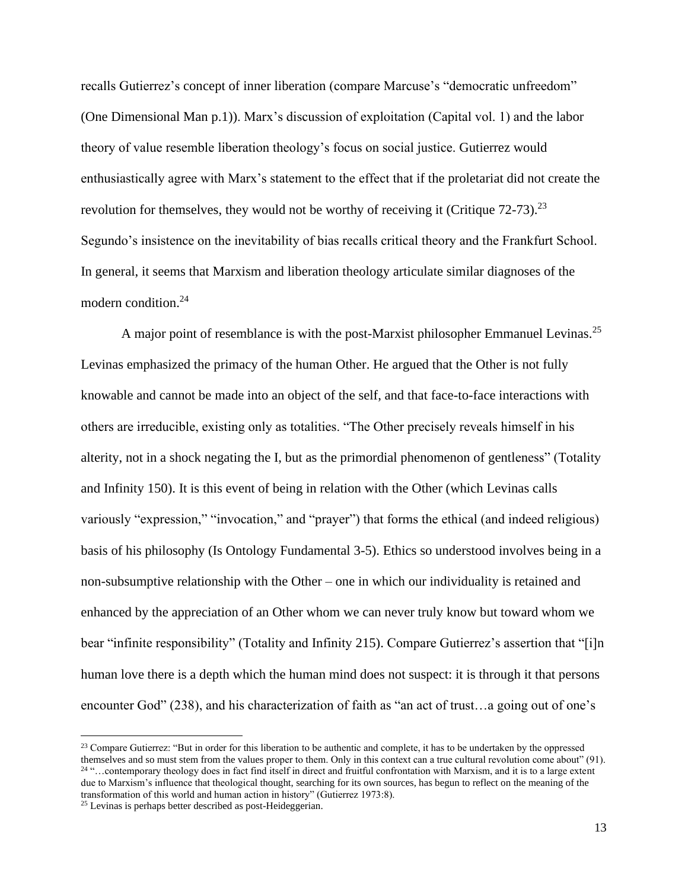recalls Gutierrez's concept of inner liberation (compare Marcuse's "democratic unfreedom" (One Dimensional Man p.1)). Marx's discussion of exploitation (Capital vol. 1) and the labor theory of value resemble liberation theology's focus on social justice. Gutierrez would enthusiastically agree with Marx's statement to the effect that if the proletariat did not create the revolution for themselves, they would not be worthy of receiving it (Critique 72-73).[23] Segundo's insistence on the inevitability of bias recalls critical theory and the Frankfurt School. In general, it seems that Marxism and liberation theology articulate similar diagnoses of the modern condition.[24]

A major point of resemblance is with the post-Marxist philosopher Emmanuel Levinas.[25] Levinas emphasized the primacy of the human Other. He argued that the Other is not fully knowable and cannot be made into an object of the self, and that face-to-face interactions with others are irreducible, existing only as totalities. "The Other precisely reveals himself in his alterity, not in a shock negating the I, but as the primordial phenomenon of gentleness" (Totality and Infinity 150). It is this event of being in relation with the Other (which Levinas calls variously "expression," "invocation," and "prayer") that forms the ethical (and indeed religious) basis of his philosophy (Is Ontology Fundamental 3-5). Ethics so understood involves being in a non-subsumptive relationship with the Other – one in which our individuality is retained and enhanced by the appreciation of an Other whom we can never truly know but toward whom we bear "infinite responsibility" (Totality and Infinity 215). Compare Gutierrez's assertion that "[i]n human love there is a depth which the human mind does not suspect: it is through it that persons encounter God" (238), and his characterization of faith as "an act of trust…a going out of one's

---

[23] Compare Gutierrez: "But in order for this liberation to be authentic and complete, it has to be undertaken by the oppressed themselves and so must stem from the values proper to them. Only in this context can a true cultural revolution come about" (91).

[24] "…contemporary theology does in fact find itself in direct and fruitful confrontation with Marxism, and it is to a large extent due to Marxism's influence that theological thought, searching for its own sources, has begun to reflect on the meaning of the transformation of this world and human action in history" (Gutierrez 1973:8).

[25] Levinas is perhaps better described as post-Heideggerian.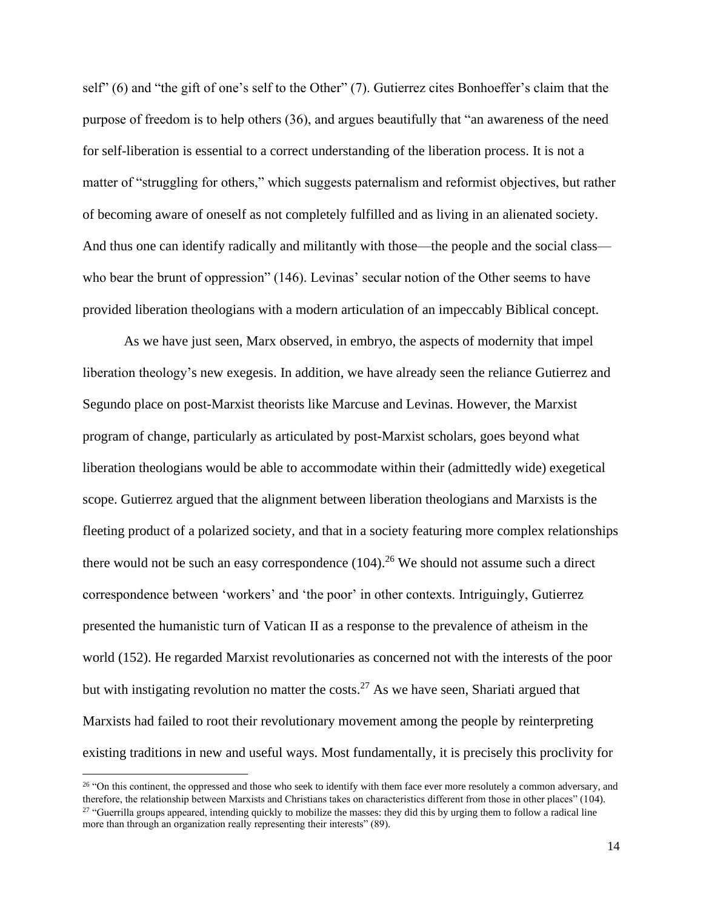self" (6) and "the gift of one's self to the Other" (7). Gutierrez cites Bonhoeffer's claim that the purpose of freedom is to help others (36), and argues beautifully that "an awareness of the need for self-liberation is essential to a correct understanding of the liberation process. It is not a matter of "struggling for others," which suggests paternalism and reformist objectives, but rather of becoming aware of oneself as not completely fulfilled and as living in an alienated society. And thus one can identify radically and militantly with those—the people and the social class—who bear the brunt of oppression" (146). Levinas' secular notion of the Other seems to have provided liberation theologians with a modern articulation of an impeccably Biblical concept.

As we have just seen, Marx observed, in embryo, the aspects of modernity that impel liberation theology's new exegesis. In addition, we have already seen the reliance Gutierrez and Segundo place on post-Marxist theorists like Marcuse and Levinas. However, the Marxist program of change, particularly as articulated by post-Marxist scholars, goes beyond what liberation theologians would be able to accommodate within their (admittedly wide) exegetical scope. Gutierrez argued that the alignment between liberation theologians and Marxists is the fleeting product of a polarized society, and that in a society featuring more complex relationships there would not be such an easy correspondence (104).[26] We should not assume such a direct correspondence between 'workers' and 'the poor' in other contexts. Intriguingly, Gutierrez presented the humanistic turn of Vatican II as a response to the prevalence of atheism in the world (152). He regarded Marxist revolutionaries as concerned not with the interests of the poor but with instigating revolution no matter the costs.[27] As we have seen, Shariati argued that Marxists had failed to root their revolutionary movement among the people by reinterpreting existing traditions in new and useful ways. Most fundamentally, it is precisely this proclivity for

[26] "On this continent, the oppressed and those who seek to identify with them face ever more resolutely a common adversary, and therefore, the relationship between Marxists and Christians takes on characteristics different from those in other places" (104).

[27] "Guerrilla groups appeared, intending quickly to mobilize the masses: they did this by urging them to follow a radical line more than through an organization really representing their interests" (89).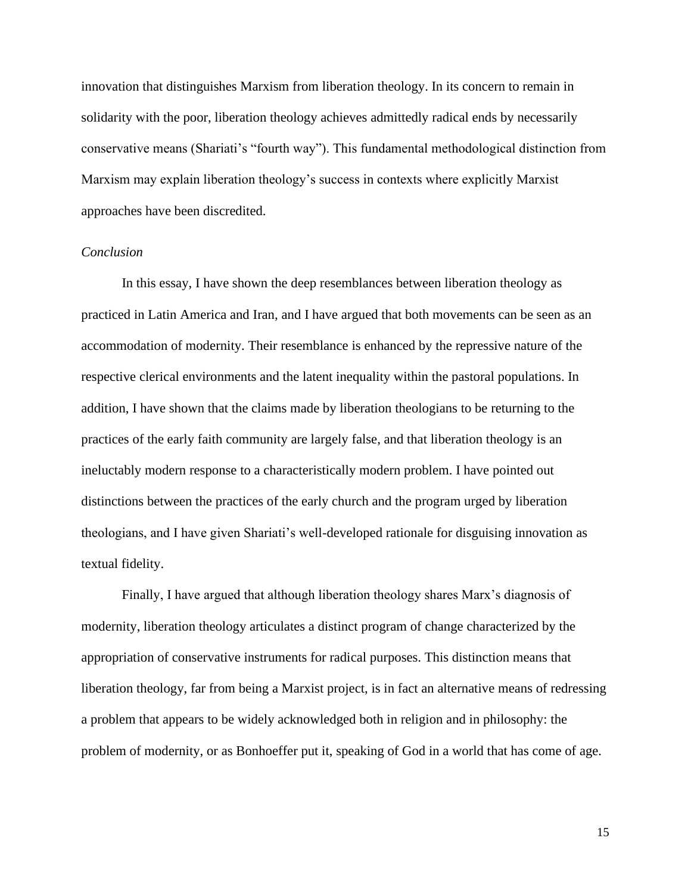innovation that distinguishes Marxism from liberation theology. In its concern to remain in solidarity with the poor, liberation theology achieves admittedly radical ends by necessarily conservative means (Shariati's "fourth way"). This fundamental methodological distinction from Marxism may explain liberation theology's success in contexts where explicitly Marxist approaches have been discredited.

*Conclusion*

In this essay, I have shown the deep resemblances between liberation theology as practiced in Latin America and Iran, and I have argued that both movements can be seen as an accommodation of modernity. Their resemblance is enhanced by the repressive nature of the respective clerical environments and the latent inequality within the pastoral populations. In addition, I have shown that the claims made by liberation theologians to be returning to the practices of the early faith community are largely false, and that liberation theology is an ineluctably modern response to a characteristically modern problem. I have pointed out distinctions between the practices of the early church and the program urged by liberation theologians, and I have given Shariati's well-developed rationale for disguising innovation as textual fidelity.

Finally, I have argued that although liberation theology shares Marx's diagnosis of modernity, liberation theology articulates a distinct program of change characterized by the appropriation of conservative instruments for radical purposes. This distinction means that liberation theology, far from being a Marxist project, is in fact an alternative means of redressing a problem that appears to be widely acknowledged both in religion and in philosophy: the problem of modernity, or as Bonhoeffer put it, speaking of God in a world that has come of age.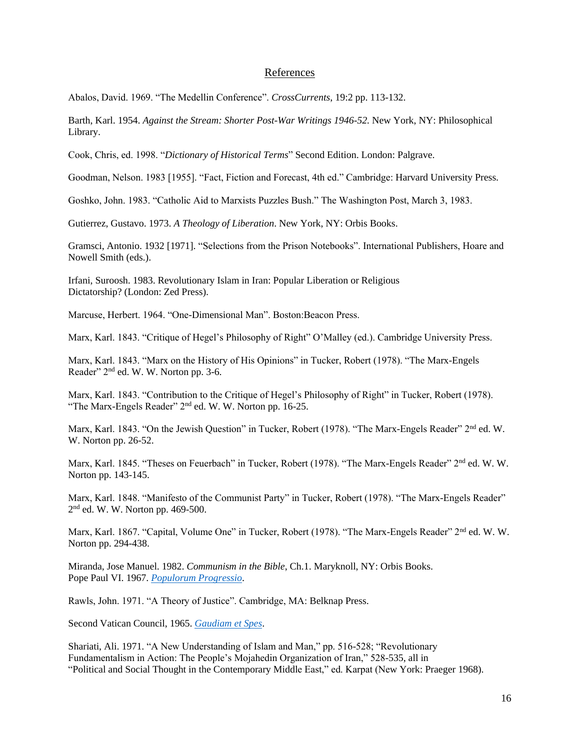# References

Abalos, David. 1969. "The Medellin Conference". *CrossCurrents*, 19:2 pp. 113-132.

Barth, Karl. 1954. *Against the Stream: Shorter Post-War Writings 1946-52.* New York, NY: Philosophical Library.

Cook, Chris, ed. 1998. "*Dictionary of Historical Terms*" Second Edition. London: Palgrave.

Goodman, Nelson. 1983 [1955]. "Fact, Fiction and Forecast, 4th ed." Cambridge: Harvard University Press.

Goshko, John. 1983. "Catholic Aid to Marxists Puzzles Bush." The Washington Post, March 3, 1983.

Gutierrez, Gustavo. 1973. *A Theology of Liberation*. New York, NY: Orbis Books.

Gramsci, Antonio. 1932 [1971]. "Selections from the Prison Notebooks". International Publishers, Hoare and Nowell Smith (eds.).

Irfani, Suroosh. 1983. Revolutionary Islam in Iran: Popular Liberation or Religious Dictatorship? (London: Zed Press).

Marcuse, Herbert. 1964. "One-Dimensional Man". Boston:Beacon Press.

Marx, Karl. 1843. "Critique of Hegel's Philosophy of Right" O'Malley (ed.). Cambridge University Press.

Marx, Karl. 1843. "Marx on the History of His Opinions" in Tucker, Robert (1978). "The Marx-Engels Reader" 2nd ed. W. W. Norton pp. 3-6.

Marx, Karl. 1843. "Contribution to the Critique of Hegel's Philosophy of Right" in Tucker, Robert (1978). "The Marx-Engels Reader" 2nd ed. W. W. Norton pp. 16-25.

Marx, Karl. 1843. "On the Jewish Question" in Tucker, Robert (1978). "The Marx-Engels Reader" 2nd ed. W. W. Norton pp. 26-52.

Marx, Karl. 1845. "Theses on Feuerbach" in Tucker, Robert (1978). "The Marx-Engels Reader" 2nd ed. W. W. Norton pp. 143-145.

Marx, Karl. 1848. "Manifesto of the Communist Party" in Tucker, Robert (1978). "The Marx-Engels Reader" 2nd ed. W. W. Norton pp. 469-500.

Marx, Karl. 1867. "Capital, Volume One" in Tucker, Robert (1978). "The Marx-Engels Reader" 2nd ed. W. W. Norton pp. 294-438.

Miranda, Jose Manuel. 1982. *Communism in the Bible*, Ch.1. Maryknoll, NY: Orbis Books.
Pope Paul VI. 1967. *Populorum Progressio*.

Rawls, John. 1971. "A Theory of Justice". Cambridge, MA: Belknap Press.

Second Vatican Council, 1965. *Gaudiam et Spes*.

Shariati, Ali. 1971. "A New Understanding of Islam and Man," pp. 516-528; "Revolutionary Fundamentalism in Action: The People's Mojahedin Organization of Iran," 528-535, all in "Political and Social Thought in the Contemporary Middle East," ed. Karpat (New York: Praeger 1968).